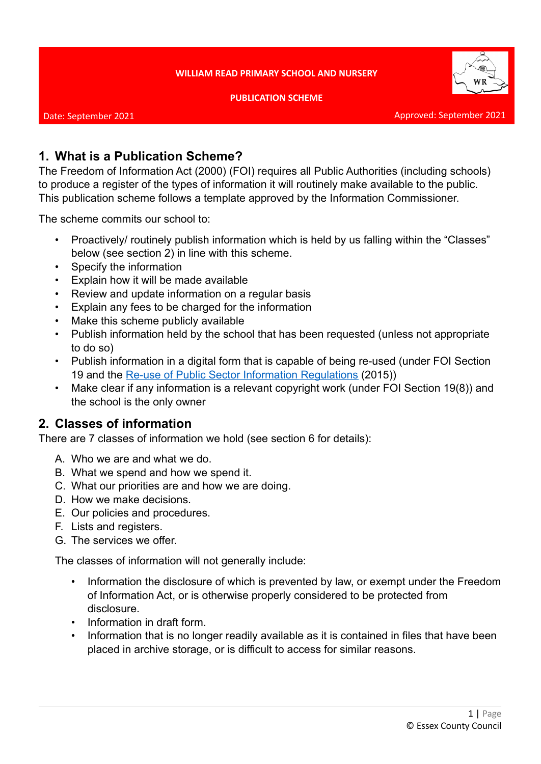**WILLIAM READ PRIMARY SCHOOL AND NURSERY**

**PUBLICATION SCHEME**

Date: September 2021

Approved: September 2021

## 1. What is a Publication Scheme?

The Freedom of Information Act (2000) (FOI) requires all Public Authorities (including schools) to produce a register of the types of information it will routinely make available to the public. This publication scheme follows a template approved by the Information Commissioner.

The scheme commits our school to:

- Proactively/ routinely publish information which is held by us falling within the "Classes" below (see section 2) in line with this scheme.
- Specify the information
- Explain how it will be made available
- Review and update information on a regular basis
- Explain any fees to be charged for the information
- Make this scheme publicly available
- Publish information held by the school that has been requested (unless not appropriate to do so)
- Publish information in a digital form that is capable of being re-used (under FOI Section 19 and the Re-use of Public Sector Information Regulations (2015))
- Make clear if any information is a relevant copyright work (under FOI Section 19(8)) and the school is the only owner

## 2. Classes of information

There are 7 classes of information we hold (see section 6 for details):

A. Who we are and what we do.
B. What we spend and how we spend it.
C. What our priorities are and how we are doing.
D. How we make decisions.
E. Our policies and procedures.
F. Lists and registers.
G. The services we offer.

The classes of information will not generally include:

- Information the disclosure of which is prevented by law, or exempt under the Freedom of Information Act, or is otherwise properly considered to be protected from disclosure.
- Information in draft form.
- Information that is no longer readily available as it is contained in files that have been placed in archive storage, or is difficult to access for similar reasons.

© Essex County Council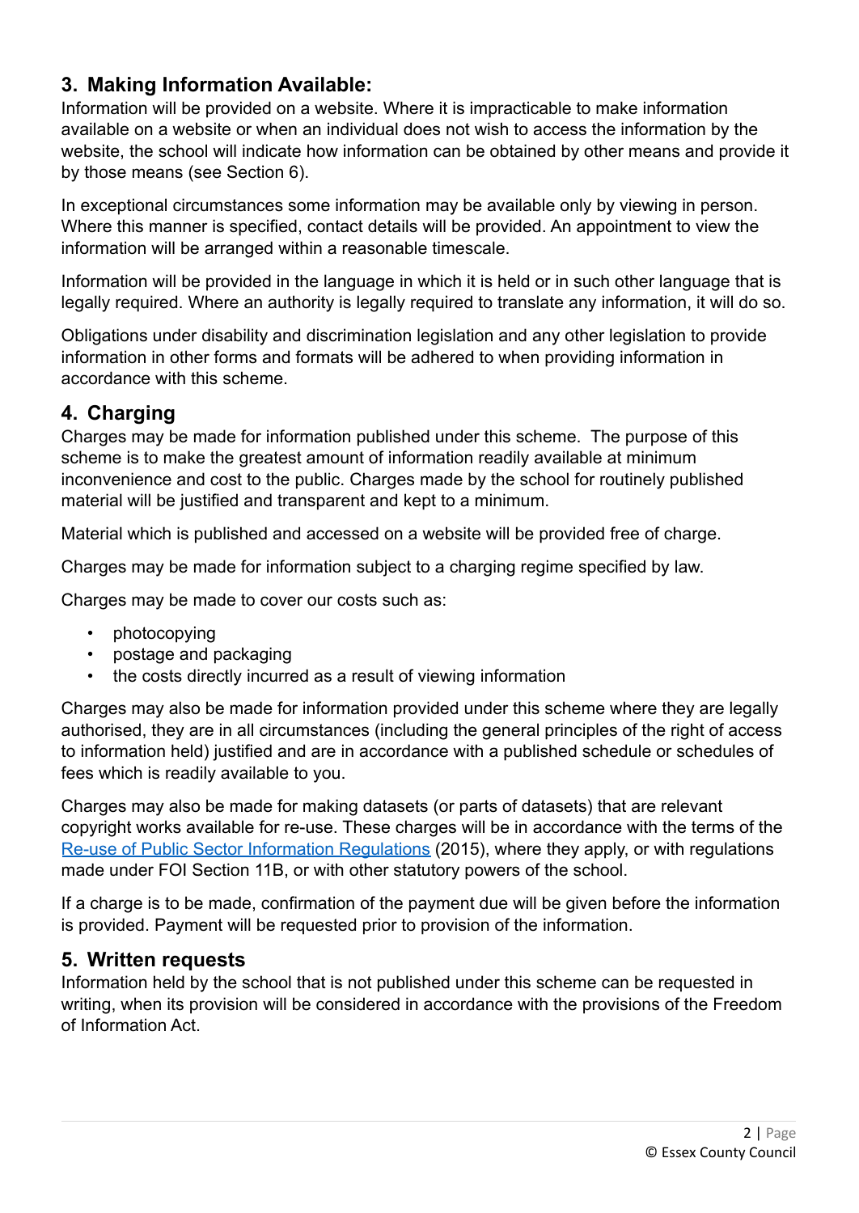## 3. Making Information Available:

Information will be provided on a website. Where it is impracticable to make information available on a website or when an individual does not wish to access the information by the website, the school will indicate how information can be obtained by other means and provide it by those means (see Section 6).

In exceptional circumstances some information may be available only by viewing in person. Where this manner is specified, contact details will be provided. An appointment to view the information will be arranged within a reasonable timescale.

Information will be provided in the language in which it is held or in such other language that is legally required. Where an authority is legally required to translate any information, it will do so.

Obligations under disability and discrimination legislation and any other legislation to provide information in other forms and formats will be adhered to when providing information in accordance with this scheme.

## 4. Charging

Charges may be made for information published under this scheme. The purpose of this scheme is to make the greatest amount of information readily available at minimum inconvenience and cost to the public. Charges made by the school for routinely published material will be justified and transparent and kept to a minimum.

Material which is published and accessed on a website will be provided free of charge.

Charges may be made for information subject to a charging regime specified by law.

Charges may be made to cover our costs such as:

- photocopying
- postage and packaging
- the costs directly incurred as a result of viewing information

Charges may also be made for information provided under this scheme where they are legally authorised, they are in all circumstances (including the general principles of the right of access to information held) justified and are in accordance with a published schedule or schedules of fees which is readily available to you.

Charges may also be made for making datasets (or parts of datasets) that are relevant copyright works available for re-use. These charges will be in accordance with the terms of the Re-use of Public Sector Information Regulations (2015), where they apply, or with regulations made under FOI Section 11B, or with other statutory powers of the school.

If a charge is to be made, confirmation of the payment due will be given before the information is provided. Payment will be requested prior to provision of the information.

## 5. Written requests

Information held by the school that is not published under this scheme can be requested in writing, when its provision will be considered in accordance with the provisions of the Freedom of Information Act.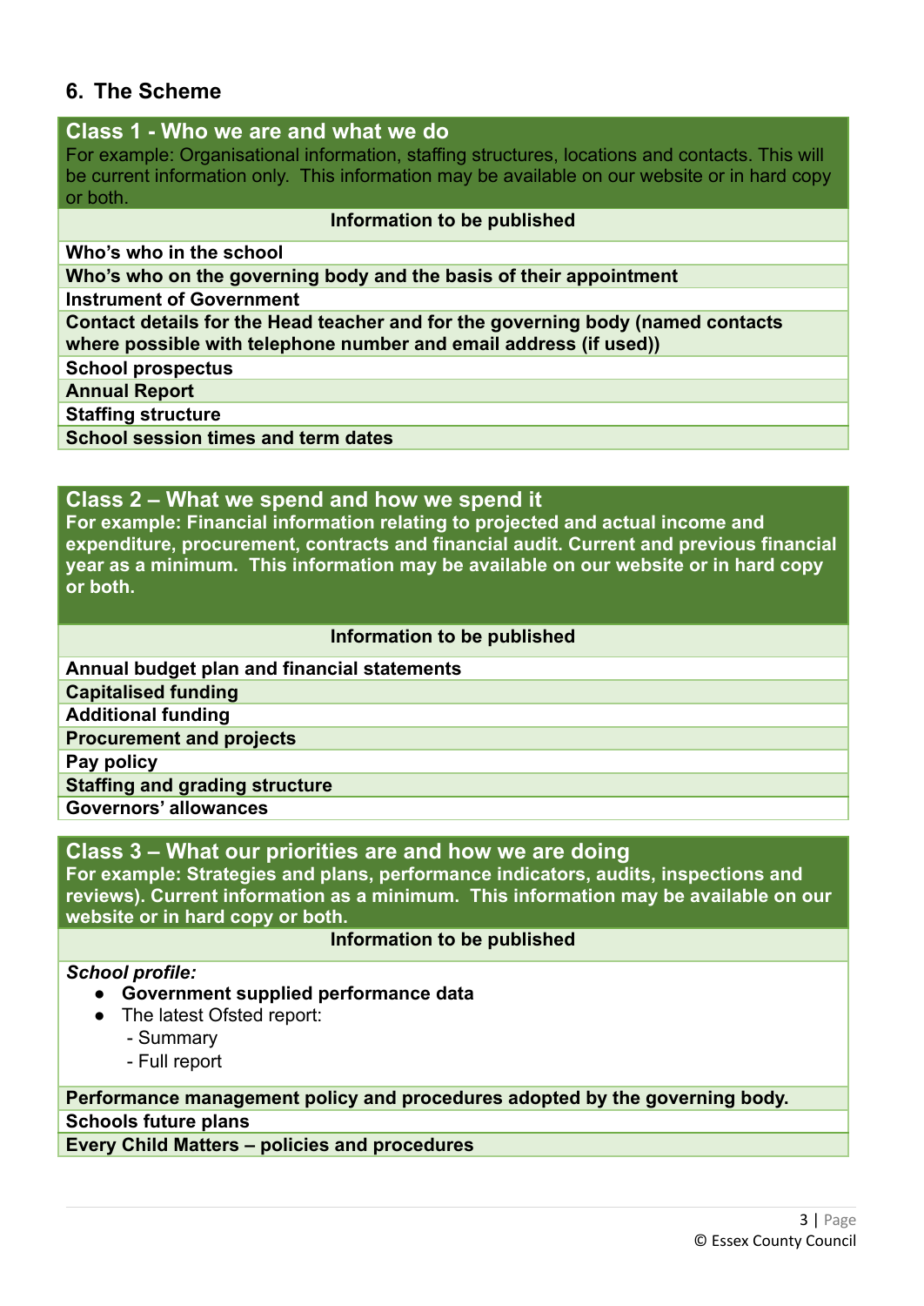## 6. The Scheme

| **Class 1 - Who we are and what we do**<br>For example: Organisational information, staffing structures, locations and contacts. This will be current information only. This information may be available on our website or in hard copy or both. |
|---|
| **Information to be published** |
| **Who's who in the school** |
| **Who's who on the governing body and the basis of their appointment** |
| **Instrument of Government** |
| **Contact details for the Head teacher and for the governing body (named contacts where possible with telephone number and email address (if used))** |
| **School prospectus** |
| **Annual Report** |
| **Staffing structure** |
| **School session times and term dates** |

| **Class 2 – What we spend and how we spend it**<br>**For example: Financial information relating to projected and actual income and expenditure, procurement, contracts and financial audit. Current and previous financial year as a minimum. This information may be available on our website or in hard copy or both.** |
|---|
| **Information to be published** |
| **Annual budget plan and financial statements** |
| **Capitalised funding** |
| **Additional funding** |
| **Procurement and projects** |
| **Pay policy** |
| **Staffing and grading structure** |
| **Governors' allowances** |

| **Class 3 – What our priorities are and how we are doing**<br>**For example: Strategies and plans, performance indicators, audits, inspections and reviews). Current information as a minimum. This information may be available on our website or in hard copy or both.** |
|---|
| **Information to be published** |
| ***School profile:***<br>● **Government supplied performance data**<br>● The latest Ofsted report:<br>- Summary<br>- Full report |
| **Performance management policy and procedures adopted by the governing body.** |
| **Schools future plans** |
| **Every Child Matters – policies and procedures** |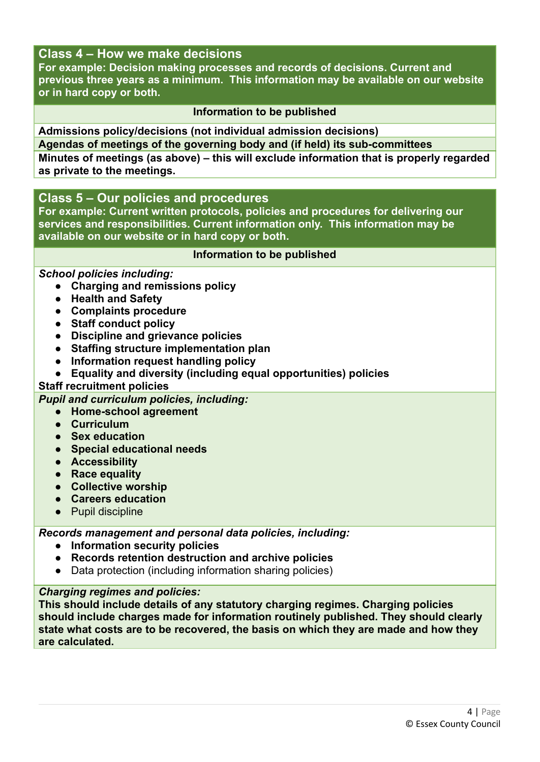## Class 4 – How we make decisions

**For example: Decision making processes and records of decisions. Current and previous three years as a minimum. This information may be available on our website or in hard copy or both.**

| Information to be published |
| --- |
| **Admissions policy/decisions (not individual admission decisions)** |
| **Agendas of meetings of the governing body and (if held) its sub-committees** |
| **Minutes of meetings (as above) – this will exclude information that is properly regarded as private to the meetings.** |

## Class 5 – Our policies and procedures

**For example: Current written protocols, policies and procedures for delivering our services and responsibilities. Current information only. This information may be available on our website or in hard copy or both.**

**Information to be published**

***School policies including:***

- **Charging and remissions policy**
- **Health and Safety**
- **Complaints procedure**
- **Staff conduct policy**
- **Discipline and grievance policies**
- **Staffing structure implementation plan**
- **Information request handling policy**
- **Equality and diversity (including equal opportunities) policies**

**Staff recruitment policies**

***Pupil and curriculum policies, including:***

- **Home-school agreement**
- **Curriculum**
- **Sex education**
- **Special educational needs**
- **Accessibility**
- **Race equality**
- **Collective worship**
- **Careers education**
- Pupil discipline

***Records management and personal data policies, including:***

- **Information security policies**
- **Records retention destruction and archive policies**
- Data protection (including information sharing policies)

***Charging regimes and policies:***

**This should include details of any statutory charging regimes. Charging policies should include charges made for information routinely published. They should clearly state what costs are to be recovered, the basis on which they are made and how they are calculated.**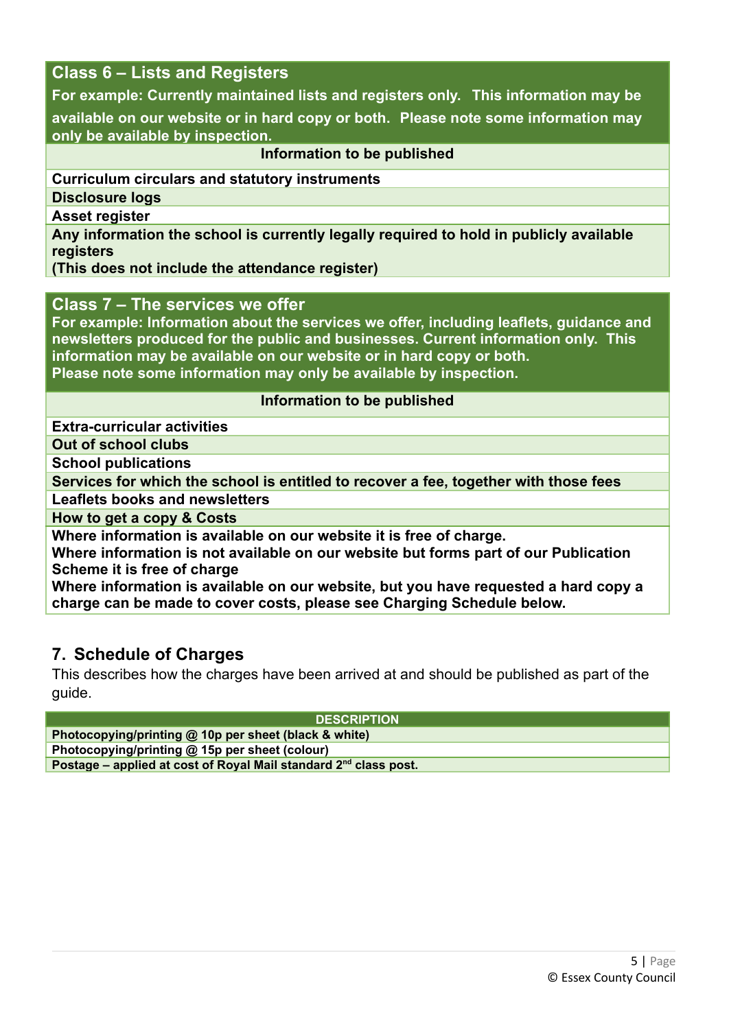| Class 6 – Lists and Registers |
| --- |
| For example: Currently maintained lists and registers only. This information may be available on our website or in hard copy or both. Please note some information may only be available by inspection. |
| **Information to be published** |
| Curriculum circulars and statutory instruments |
| Disclosure logs |
| Asset register |
| Any information the school is currently legally required to hold in publicly available registers (This does not include the attendance register) |

| Class 7 – The services we offer |
| --- |
| For example: Information about the services we offer, including leaflets, guidance and newsletters produced for the public and businesses. Current information only. This information may be available on our website or in hard copy or both. Please note some information may only be available by inspection. |
| **Information to be published** |
| Extra-curricular activities |
| Out of school clubs |
| School publications |
| Services for which the school is entitled to recover a fee, together with those fees |
| Leaflets books and newsletters |
| How to get a copy & Costs |
| Where information is available on our website it is free of charge. Where information is not available on our website but forms part of our Publication Scheme it is free of charge Where information is available on our website, but you have requested a hard copy a charge can be made to cover costs, please see Charging Schedule below. |

## 7. Schedule of Charges

This describes how the charges have been arrived at and should be published as part of the guide.

| DESCRIPTION |
| --- |
| Photocopying/printing @ 10p per sheet (black & white) |
| Photocopying/printing @ 15p per sheet (colour) |
| Postage – applied at cost of Royal Mail standard 2nd class post. |

© Essex County Council